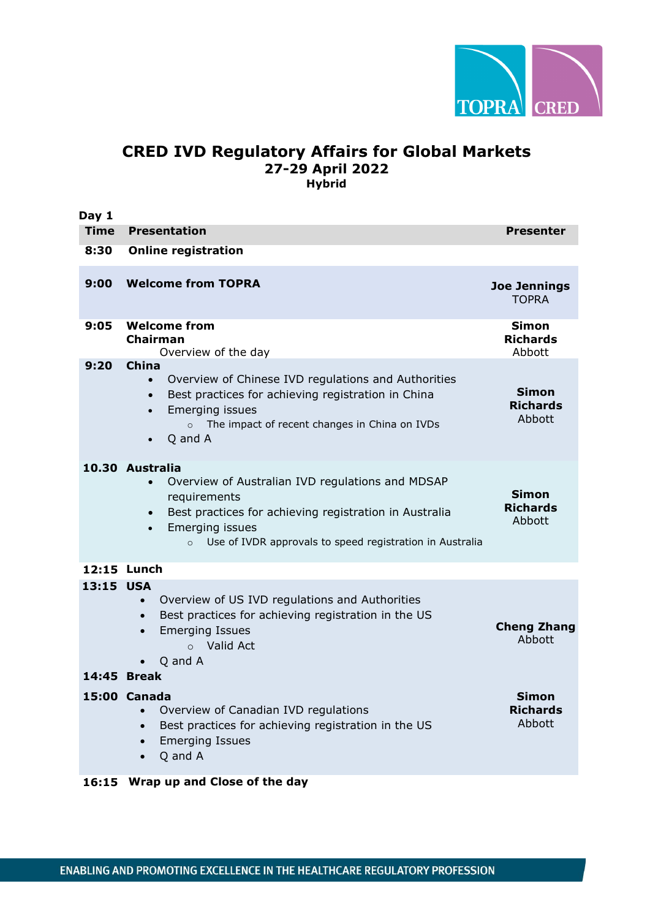# CRED IVD Regulatory Affairs for Global Markets

## 27-29 April 2022

### Hybrid

**Day 1**

| Time | Presentation | Presenter |
|---|---|---|
| **8:30** | **Online registration** | |
| **9:00** | **Welcome from TOPRA** | **Joe Jennings** TOPRA |
| **9:05** | **Welcome from Chairman**<br>Overview of the day | **Simon Richards** Abbott |
| **9:20** | **China**<br>• Overview of Chinese IVD regulations and Authorities<br>• Best practices for achieving registration in China<br>• Emerging issues<br>  ○ The impact of recent changes in China on IVDs<br>• Q and A | **Simon Richards** Abbott |
| **10.30** | **Australia**<br>• Overview of Australian IVD regulations and MDSAP requirements<br>• Best practices for achieving registration in Australia<br>• Emerging issues<br>  ○ Use of IVDR approvals to speed registration in Australia | **Simon Richards** Abbott |
| **12:15** | **Lunch** | |
| **13:15** | **USA**<br>• Overview of US IVD regulations and Authorities<br>• Best practices for achieving registration in the US<br>• Emerging Issues<br>  ○ Valid Act<br>• Q and A | **Cheng Zhang** Abbott |
| **14:45** | **Break** | |
| **15:00** | **Canada**<br>• Overview of Canadian IVD regulations<br>• Best practices for achieving registration in the US<br>• Emerging Issues<br>• Q and A | **Simon Richards** Abbott |
| **16:15** | **Wrap up and Close of the day** | |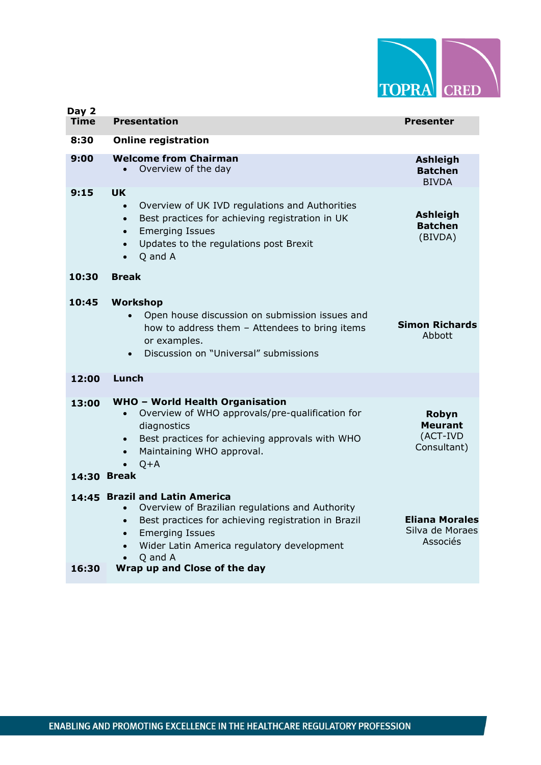**Day 2**

| Time | Presentation | Presenter |
|---|---|---|
| **8:30** | **Online registration** | |
| **9:00** | **Welcome from Chairman**<br>• Overview of the day | **Ashleigh Batchen** BIVDA |
| **9:15** | **UK**<br>• Overview of UK IVD regulations and Authorities<br>• Best practices for achieving registration in UK<br>• Emerging Issues<br>• Updates to the regulations post Brexit<br>• Q and A | **Ashleigh Batchen** (BIVDA) |
| **10:30** | **Break** | |
| **10:45** | **Workshop**<br>• Open house discussion on submission issues and how to address them – Attendees to bring items or examples.<br>• Discussion on "Universal" submissions | **Simon Richards** Abbott |
| **12:00** | **Lunch** | |
| **13:00** | **WHO – World Health Organisation**<br>• Overview of WHO approvals/pre-qualification for diagnostics<br>• Best practices for achieving approvals with WHO<br>• Maintaining WHO approval.<br>• Q+A | **Robyn Meurant** (ACT-IVD Consultant) |
| **14:30** | **Break** | |
| **14:45** | **Brazil and Latin America**<br>• Overview of Brazilian regulations and Authority<br>• Best practices for achieving registration in Brazil<br>• Emerging Issues<br>• Wider Latin America regulatory development<br>• Q and A | **Eliana Morales** Silva de Moraes Associés |
| **16:30** | **Wrap up and Close of the day** | |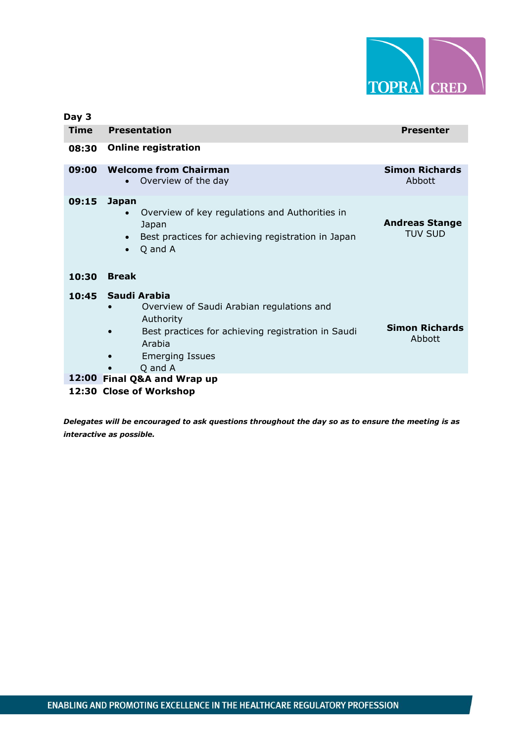**Day 3**

| Time | Presentation | Presenter |
|---|---|---|
| **08:30** | **Online registration** | |
| **09:00** | **Welcome from Chairman**<br>• Overview of the day | **Simon Richards**<br>Abbott |
| **09:15** | **Japan**<br>• Overview of key regulations and Authorities in Japan<br>• Best practices for achieving registration in Japan<br>• Q and A | **Andreas Stange**<br>TUV SUD |
| **10:30** | **Break** | |
| **10:45** | **Saudi Arabia**<br>• Overview of Saudi Arabian regulations and Authority<br>• Best practices for achieving registration in Saudi Arabia<br>• Emerging Issues<br>• Q and A | **Simon Richards**<br>Abbott |
| **12:00** | **Final Q&A and Wrap up** | |
| **12:30** | **Close of Workshop** | |

***Delegates will be encouraged to ask questions throughout the day so as to ensure the meeting is as interactive as possible.***